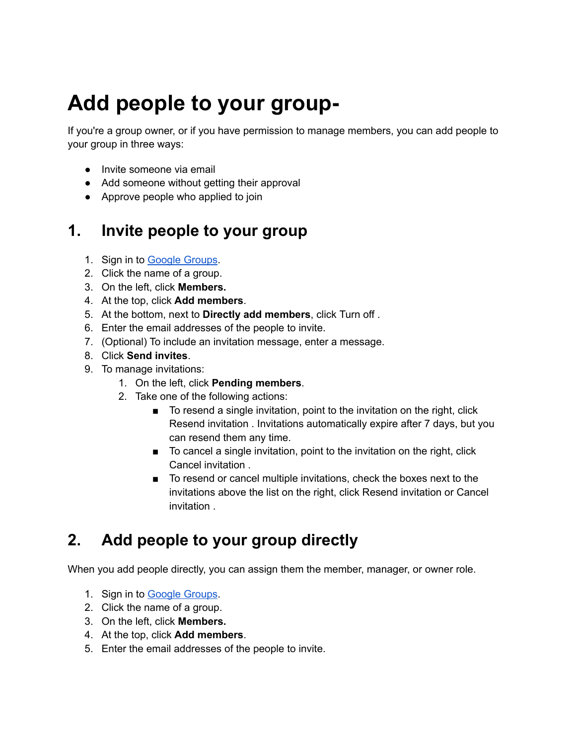# Add people to your group-

If you're a group owner, or if you have permission to manage members, you can add people to your group in three ways:

- Invite someone via email
- Add someone without getting their approval
- Approve people who applied to join

## 1. Invite people to your group

1. Sign in to [Google Groups](https://groups.google.com).
2. Click the name of a group.
3. On the left, click **Members.**
4. At the top, click **Add members**.
5. At the bottom, next to **Directly add members**, click Turn off .
6. Enter the email addresses of the people to invite.
7. (Optional) To include an invitation message, enter a message.
8. Click **Send invites**.
9. To manage invitations:
    1. On the left, click **Pending members**.
    2. Take one of the following actions:
        - To resend a single invitation, point to the invitation on the right, click Resend invitation . Invitations automatically expire after 7 days, but you can resend them any time.
        - To cancel a single invitation, point to the invitation on the right, click Cancel invitation .
        - To resend or cancel multiple invitations, check the boxes next to the invitations above the list on the right, click Resend invitation or Cancel invitation .

## 2. Add people to your group directly

When you add people directly, you can assign them the member, manager, or owner role.

1. Sign in to [Google Groups](https://groups.google.com).
2. Click the name of a group.
3. On the left, click **Members.**
4. At the top, click **Add members**.
5. Enter the email addresses of the people to invite.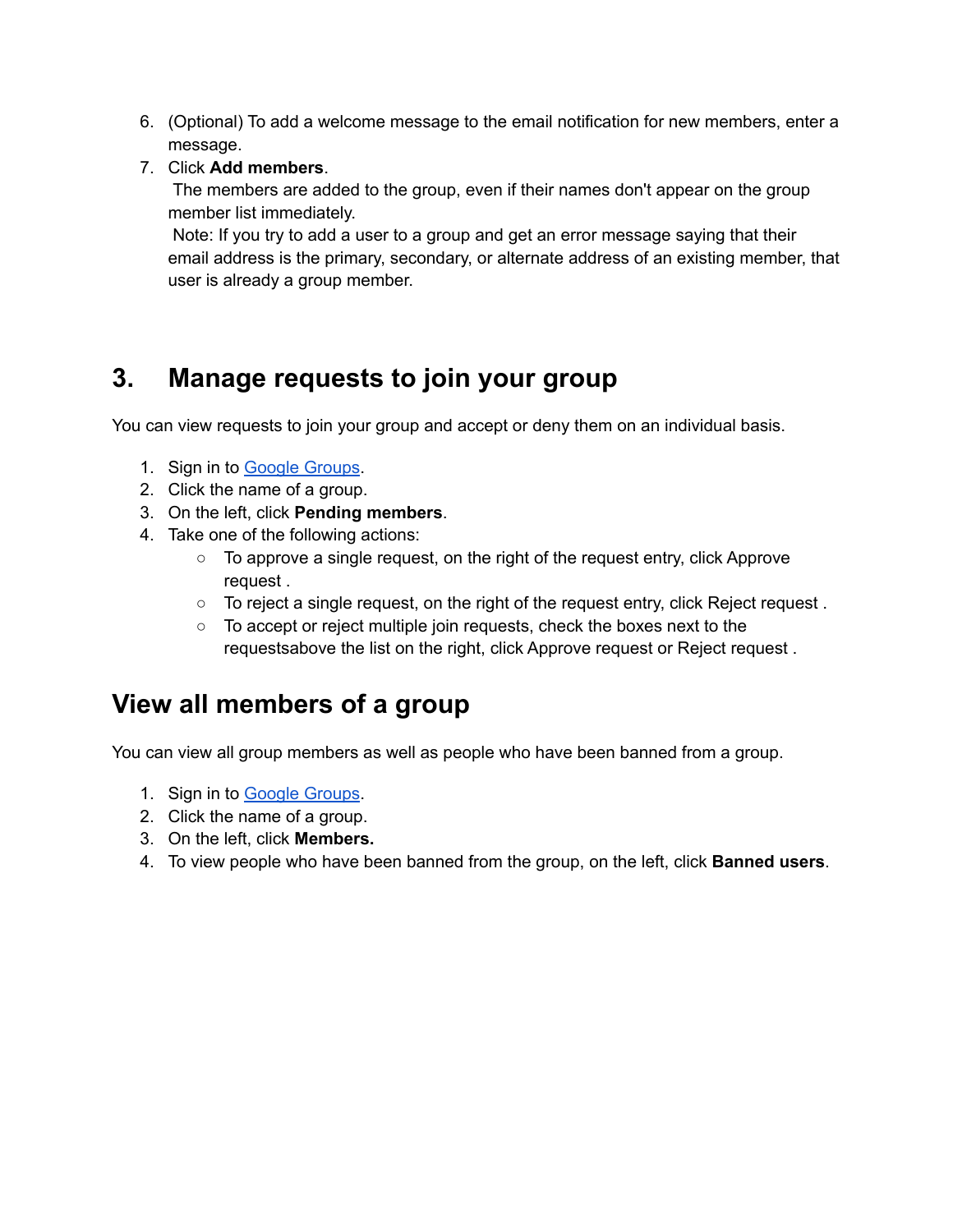6. (Optional) To add a welcome message to the email notification for new members, enter a message.
7. Click **Add members**.
   The members are added to the group, even if their names don't appear on the group member list immediately.
   Note: If you try to add a user to a group and get an error message saying that their email address is the primary, secondary, or alternate address of an existing member, that user is already a group member.

## 3. Manage requests to join your group

You can view requests to join your group and accept or deny them on an individual basis.

1. Sign in to Google Groups.
2. Click the name of a group.
3. On the left, click **Pending members**.
4. Take one of the following actions:
   - To approve a single request, on the right of the request entry, click Approve request .
   - To reject a single request, on the right of the request entry, click Reject request .
   - To accept or reject multiple join requests, check the boxes next to the requestsabove the list on the right, click Approve request or Reject request .

## View all members of a group

You can view all group members as well as people who have been banned from a group.

1. Sign in to Google Groups.
2. Click the name of a group.
3. On the left, click **Members.**
4. To view people who have been banned from the group, on the left, click **Banned users**.